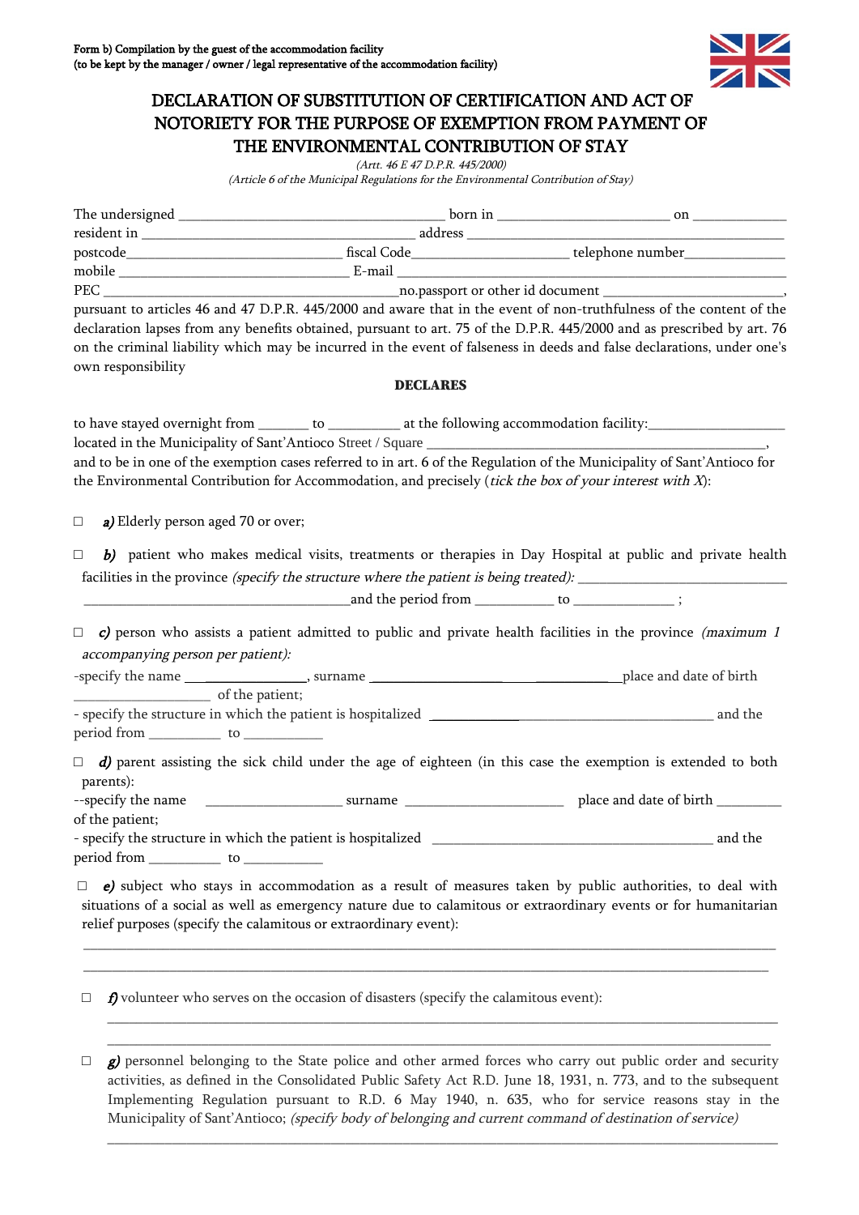Form b) Compilation by the guest of the accommodation facility
(to be kept by the manager / owner / legal representative of the accommodation facility)

# DECLARATION OF SUBSTITUTION OF CERTIFICATION AND ACT OF NOTORIETY FOR THE PURPOSE OF EXEMPTION FROM PAYMENT OF THE ENVIRONMENTAL CONTRIBUTION OF STAY

*(Artt. 46 E 47 D.P.R. 445/2000)*
*(Article 6 of the Municipal Regulations for the Environmental Contribution of Stay)*

The undersigned ____________________________________ born in ________________________ on _____________
resident in ______________________________________ address ___________________________________________
postcode______________________________ fiscal Code_____________________ telephone number______________
mobile ______________________________ E-mail ________________________________________________________
PEC _________________________________________no.passport or other id document ________________________,
pursuant to articles 46 and 47 D.P.R. 445/2000 and aware that in the event of non-truthfulness of the content of the declaration lapses from any benefits obtained, pursuant to art. 75 of the D.P.R. 445/2000 and as prescribed by art. 76 on the criminal liability which may be incurred in the event of falseness in deeds and false declarations, under one's own responsibility

**DECLARES**

to have stayed overnight from _______ to __________ at the following accommodation facility:___________________
located in the Municipality of Sant'Antioco Street / Square ________________________________________________,
and to be in one of the exemption cases referred to in art. 6 of the Regulation of the Municipality of Sant'Antioco for the Environmental Contribution for Accommodation, and precisely (*tick the box of your interest with X*):

☐ ***a)*** Elderly person aged 70 or over;

☐ ***b)*** patient who makes medical visits, treatments or therapies in Day Hospital at public and private health facilities in the province *(specify the structure where the patient is being treated):* _____________________________
________________________________________and the period from ___________ to ______________ ;

☐ ***c)*** person who assists a patient admitted to public and private health facilities in the province *(maximum 1 accompanying person per patient):*
-specify the name ________________, surname ______________________________place and date of birth
___________________ of the patient;
- specify the structure in which the patient is hospitalized __________________________________________ and the period from __________ to ___________

☐ ***d)*** parent assisting the sick child under the age of eighteen (in this case the exemption is extended to both parents):
--specify the name ___________________ surname ______________________ place and date of birth _________ of the patient;
- specify the structure in which the patient is hospitalized _______________________________________ and the period from __________ to ___________

☐ ***e)*** subject who stays in accommodation as a result of measures taken by public authorities, to deal with situations of a social as well as emergency nature due to calamitous or extraordinary events or for humanitarian relief purposes (specify the calamitous or extraordinary event):
_____________________________________________________________________________________________
_____________________________________________________________________________________________

☐ ***f)*** volunteer who serves on the occasion of disasters (specify the calamitous event):
_____________________________________________________________________________________________
_____________________________________________________________________________________________

☐ ***g)*** personnel belonging to the State police and other armed forces who carry out public order and security activities, as defined in the Consolidated Public Safety Act R.D. June 18, 1931, n. 773, and to the subsequent Implementing Regulation pursuant to R.D. 6 May 1940, n. 635, who for service reasons stay in the Municipality of Sant'Antioco; *(specify body of belonging and current command of destination of service)*
_____________________________________________________________________________________________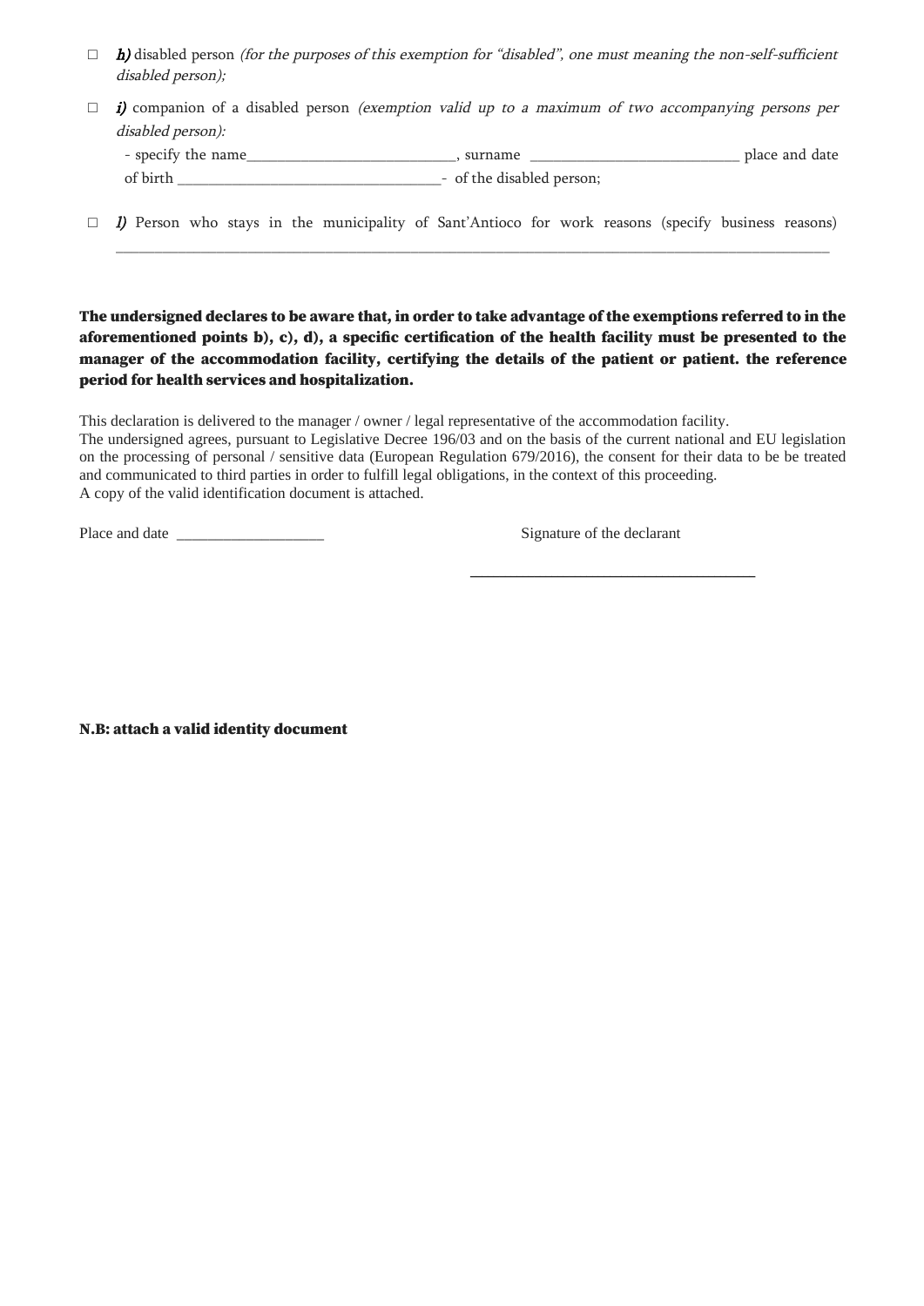- □ ***h)*** disabled person *(for the purposes of this exemption for "disabled", one must meaning the non-self-sufficient disabled person);*

- □ ***i)*** companion of a disabled person *(exemption valid up to a maximum of two accompanying persons per disabled person):*

  - specify the name___________________________, surname ___________________________ place and date of birth __________________________________- of the disabled person;

- □ ***l)*** Person who stays in the municipality of Sant'Antioco for work reasons (specify business reasons) _______________________________________________________________________________________________

**The undersigned declares to be aware that, in order to take advantage of the exemptions referred to in the aforementioned points b), c), d), a specific certification of the health facility must be presented to the manager of the accommodation facility, certifying the details of the patient or patient. the reference period for health services and hospitalization.**

This declaration is delivered to the manager / owner / legal representative of the accommodation facility.
The undersigned agrees, pursuant to Legislative Decree 196/03 and on the basis of the current national and EU legislation on the processing of personal / sensitive data (European Regulation 679/2016), the consent for their data to be be treated and communicated to third parties in order to fulfill legal obligations, in the context of this proceeding.
A copy of the valid identification document is attached.

Place and date ___________________ Signature of the declarant

_____________________________________

**N.B: attach a valid identity document**